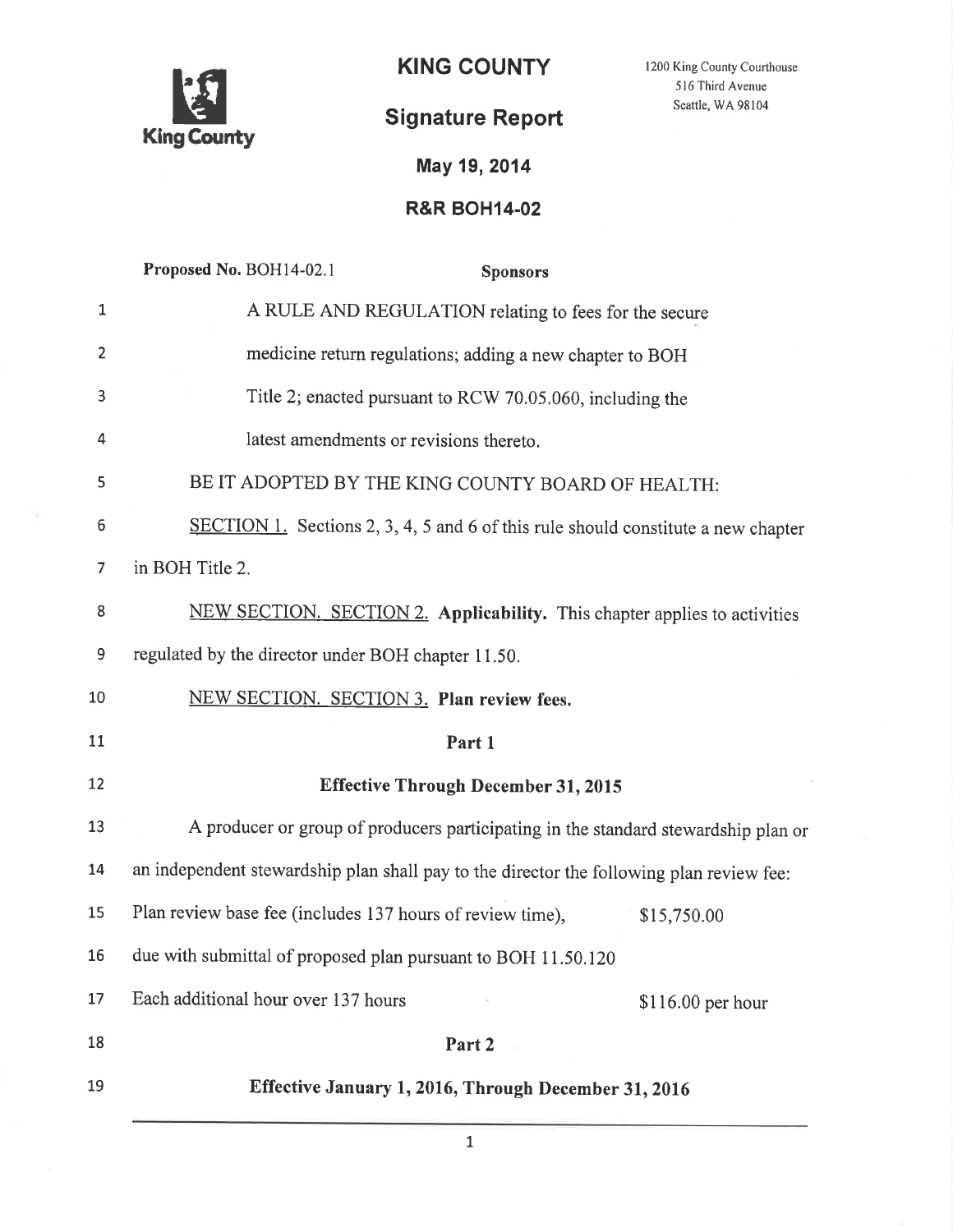**KING COUNTY**

1200 King County Courthouse
516 Third Avenue
Seattle, WA 98104

King County

# Signature Report

**May 19, 2014**

**R&R BOH14-02**

**Proposed No.** BOH14-02.1 **Sponsors**

A RULE AND REGULATION relating to fees for the secure medicine return regulations; adding a new chapter to BOH Title 2; enacted pursuant to RCW 70.05.060, including the latest amendments or revisions thereto.

BE IT ADOPTED BY THE KING COUNTY BOARD OF HEALTH:

SECTION 1. Sections 2, 3, 4, 5 and 6 of this rule should constitute a new chapter in BOH Title 2.

NEW SECTION. SECTION 2. **Applicability.** This chapter applies to activities regulated by the director under BOH chapter 11.50.

NEW SECTION. SECTION 3. **Plan review fees.**

**Part 1**

**Effective Through December 31, 2015**

A producer or group of producers participating in the standard stewardship plan or an independent stewardship plan shall pay to the director the following plan review fee:

| | |
|---|---|
| Plan review base fee (includes 137 hours of review time), due with submittal of proposed plan pursuant to BOH 11.50.120 | $15,750.00 |
| Each additional hour over 137 hours | $116.00 per hour |

**Part 2**

**Effective January 1, 2016, Through December 31, 2016**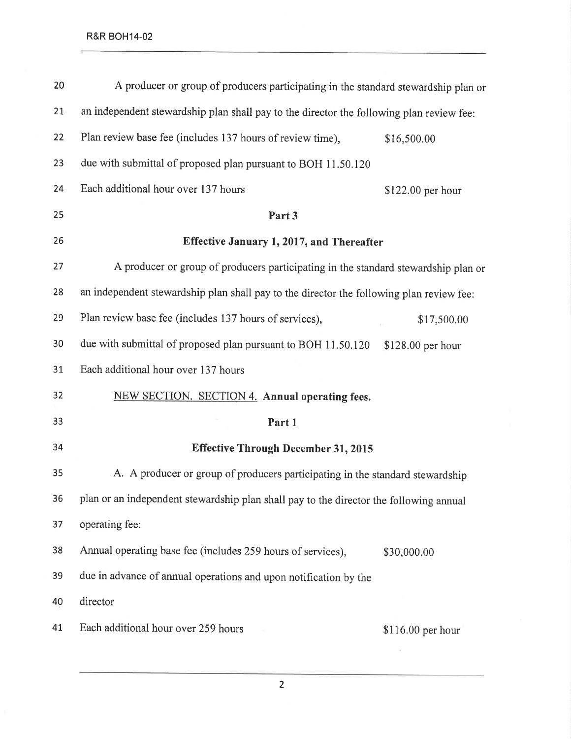A producer or group of producers participating in the standard stewardship plan or an independent stewardship plan shall pay to the director the following plan review fee:

| | |
|---|---|
| Plan review base fee (includes 137 hours of review time), due with submittal of proposed plan pursuant to BOH 11.50.120 | $16,500.00 |
| Each additional hour over 137 hours | $122.00 per hour |

**Part 3**

**Effective January 1, 2017, and Thereafter**

A producer or group of producers participating in the standard stewardship plan or an independent stewardship plan shall pay to the director the following plan review fee:

| | |
|---|---|
| Plan review base fee (includes 137 hours of services), due with submittal of proposed plan pursuant to BOH 11.50.120 | $17,500.00 |
| Each additional hour over 137 hours | $128.00 per hour |

NEW SECTION. SECTION 4. **Annual operating fees.**

**Part 1**

**Effective Through December 31, 2015**

A. A producer or group of producers participating in the standard stewardship plan or an independent stewardship plan shall pay to the director the following annual operating fee:

| | |
|---|---|
| Annual operating base fee (includes 259 hours of services), due in advance of annual operations and upon notification by the director | $30,000.00 |
| Each additional hour over 259 hours | $116.00 per hour |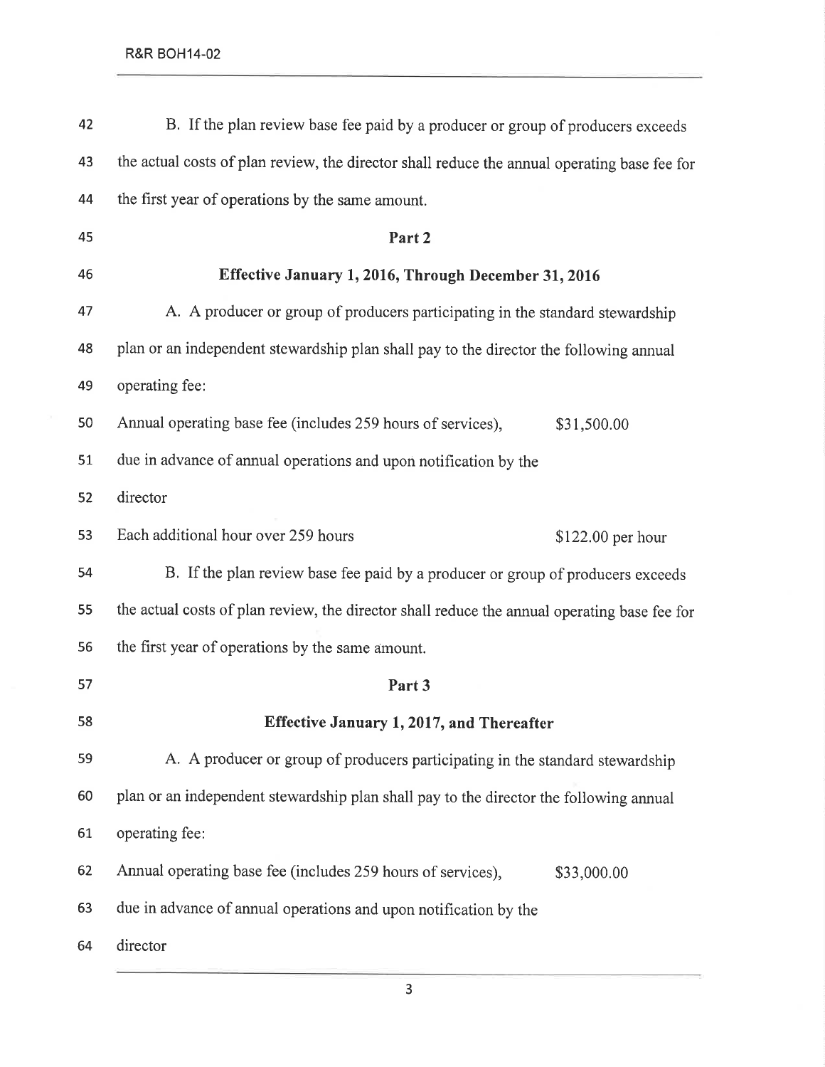B. If the plan review base fee paid by a producer or group of producers exceeds the actual costs of plan review, the director shall reduce the annual operating base fee for the first year of operations by the same amount.

**Part 2**

**Effective January 1, 2016, Through December 31, 2016**

A. A producer or group of producers participating in the standard stewardship plan or an independent stewardship plan shall pay to the director the following annual operating fee:

| | |
|---|---|
| Annual operating base fee (includes 259 hours of services), due in advance of annual operations and upon notification by the director | $31,500.00 |
| Each additional hour over 259 hours | $122.00 per hour |

B. If the plan review base fee paid by a producer or group of producers exceeds the actual costs of plan review, the director shall reduce the annual operating base fee for the first year of operations by the same amount.

**Part 3**

**Effective January 1, 2017, and Thereafter**

A. A producer or group of producers participating in the standard stewardship plan or an independent stewardship plan shall pay to the director the following annual operating fee:

| | |
|---|---|
| Annual operating base fee (includes 259 hours of services), due in advance of annual operations and upon notification by the director | $33,000.00 |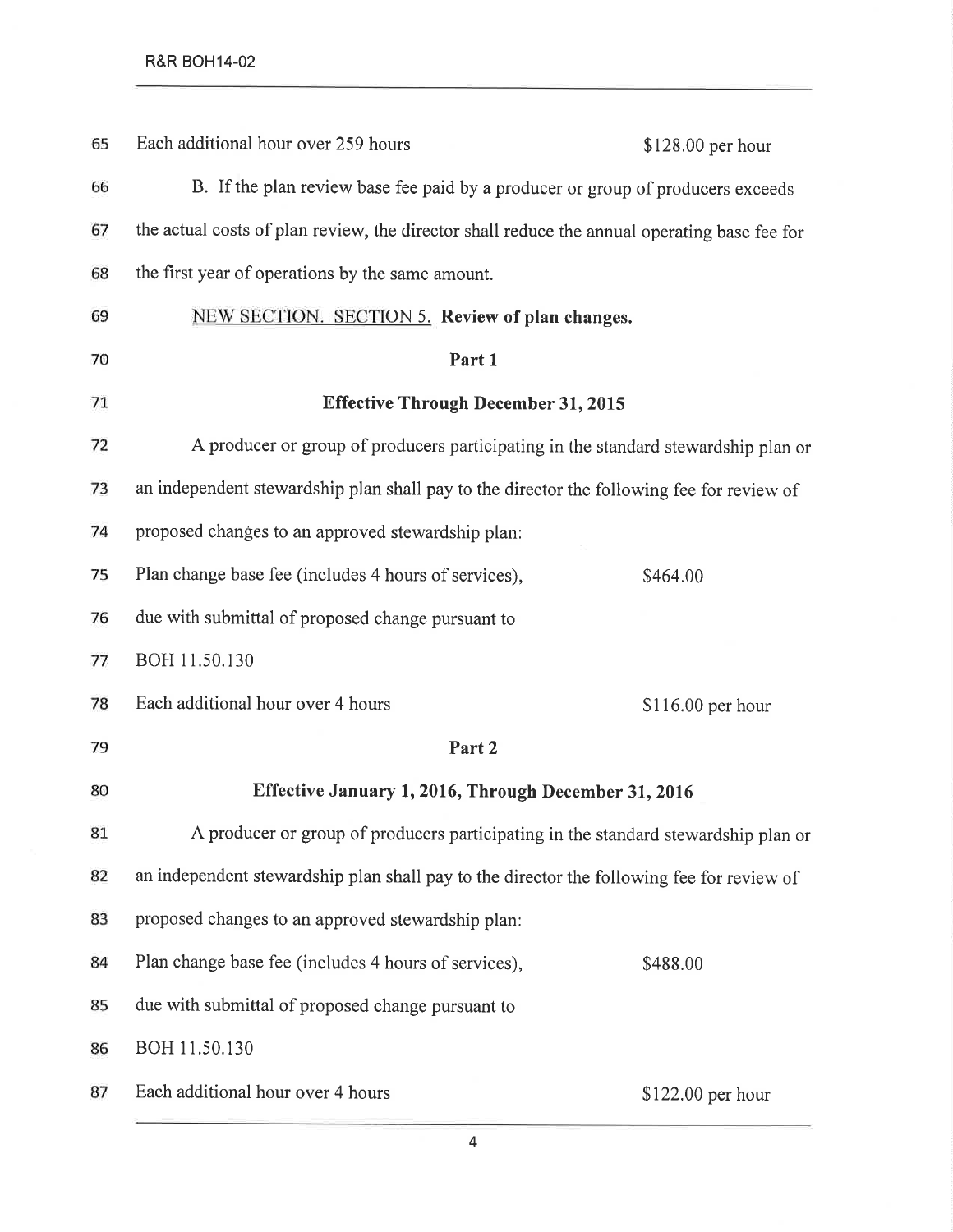Each additional hour over 259 hours $128.00 per hour

B. If the plan review base fee paid by a producer or group of producers exceeds the actual costs of plan review, the director shall reduce the annual operating base fee for the first year of operations by the same amount.

NEW SECTION. SECTION 5. **Review of plan changes.**

**Part 1**

**Effective Through December 31, 2015**

A producer or group of producers participating in the standard stewardship plan or an independent stewardship plan shall pay to the director the following fee for review of proposed changes to an approved stewardship plan:

| | |
|---|---|
| Plan change base fee (includes 4 hours of services), due with submittal of proposed change pursuant to BOH 11.50.130 | $464.00 |
| Each additional hour over 4 hours | $116.00 per hour |

**Part 2**

**Effective January 1, 2016, Through December 31, 2016**

A producer or group of producers participating in the standard stewardship plan or an independent stewardship plan shall pay to the director the following fee for review of proposed changes to an approved stewardship plan:

| | |
|---|---|
| Plan change base fee (includes 4 hours of services), due with submittal of proposed change pursuant to BOH 11.50.130 | $488.00 |
| Each additional hour over 4 hours | $122.00 per hour |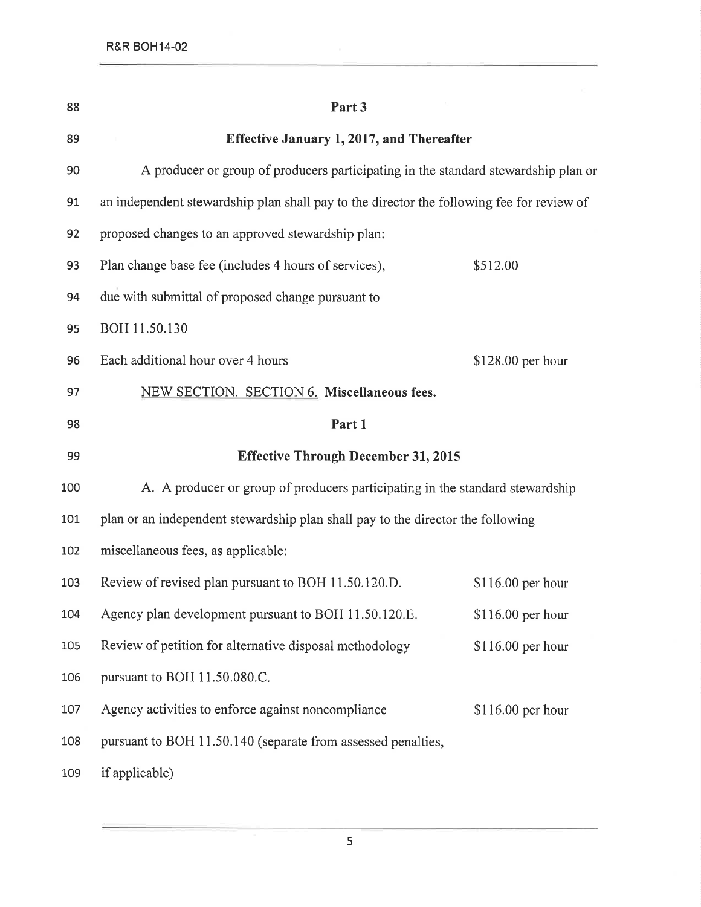**Part 3**

**Effective January 1, 2017, and Thereafter**

A producer or group of producers participating in the standard stewardship plan or an independent stewardship plan shall pay to the director the following fee for review of proposed changes to an approved stewardship plan:

| | |
|---|---|
| Plan change base fee (includes 4 hours of services), due with submittal of proposed change pursuant to BOH 11.50.130 | $512.00 |
| Each additional hour over 4 hours | $128.00 per hour |

NEW SECTION. SECTION 6. **Miscellaneous fees.**

**Part 1**

**Effective Through December 31, 2015**

A. A producer or group of producers participating in the standard stewardship plan or an independent stewardship plan shall pay to the director the following miscellaneous fees, as applicable:

| | |
|---|---|
| Review of revised plan pursuant to BOH 11.50.120.D. | $116.00 per hour |
| Agency plan development pursuant to BOH 11.50.120.E. | $116.00 per hour |
| Review of petition for alternative disposal methodology pursuant to BOH 11.50.080.C. | $116.00 per hour |
| Agency activities to enforce against noncompliance pursuant to BOH 11.50.140 (separate from assessed penalties, if applicable) | $116.00 per hour |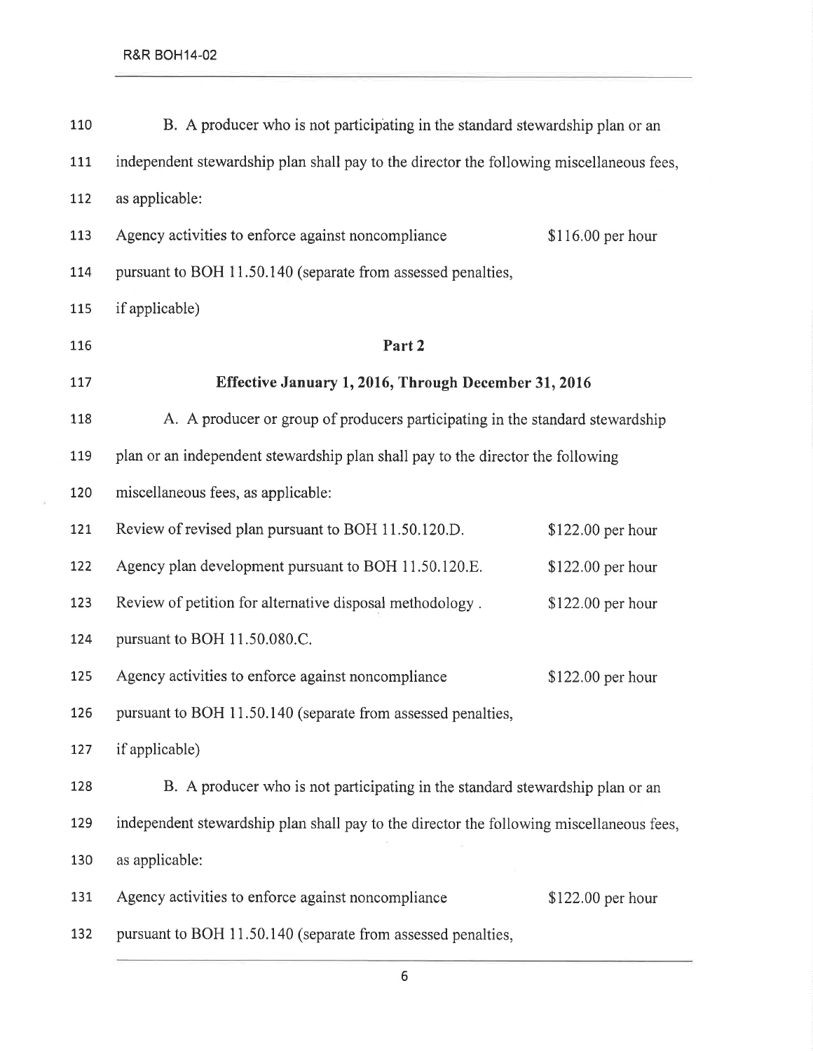B. A producer who is not participating in the standard stewardship plan or an independent stewardship plan shall pay to the director the following miscellaneous fees, as applicable:

| | |
|---|---|
| Agency activities to enforce against noncompliance pursuant to BOH 11.50.140 (separate from assessed penalties, if applicable) | $116.00 per hour |

**Part 2**

**Effective January 1, 2016, Through December 31, 2016**

A. A producer or group of producers participating in the standard stewardship plan or an independent stewardship plan shall pay to the director the following miscellaneous fees, as applicable:

| | |
|---|---|
| Review of revised plan pursuant to BOH 11.50.120.D. | $122.00 per hour |
| Agency plan development pursuant to BOH 11.50.120.E. | $122.00 per hour |
| Review of petition for alternative disposal methodology . pursuant to BOH 11.50.080.C. | $122.00 per hour |
| Agency activities to enforce against noncompliance pursuant to BOH 11.50.140 (separate from assessed penalties, if applicable) | $122.00 per hour |

B. A producer who is not participating in the standard stewardship plan or an independent stewardship plan shall pay to the director the following miscellaneous fees, as applicable:

| | |
|---|---|
| Agency activities to enforce against noncompliance pursuant to BOH 11.50.140 (separate from assessed penalties, | $122.00 per hour |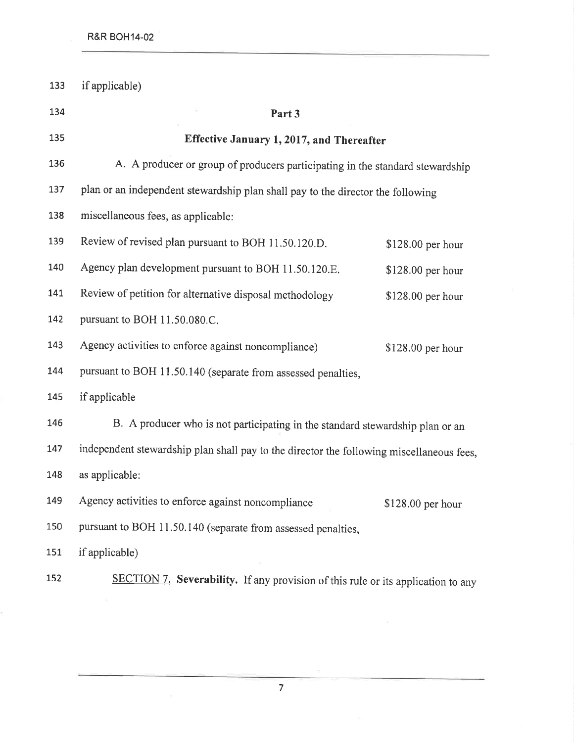if applicable)

**Part 3**

**Effective January 1, 2017, and Thereafter**

A. A producer or group of producers participating in the standard stewardship plan or an independent stewardship plan shall pay to the director the following miscellaneous fees, as applicable:

| | |
|---|---|
| Review of revised plan pursuant to BOH 11.50.120.D. | $128.00 per hour |
| Agency plan development pursuant to BOH 11.50.120.E. | $128.00 per hour |
| Review of petition for alternative disposal methodology pursuant to BOH 11.50.080.C. | $128.00 per hour |
| Agency activities to enforce against noncompliance) pursuant to BOH 11.50.140 (separate from assessed penalties, if applicable | $128.00 per hour |

B. A producer who is not participating in the standard stewardship plan or an independent stewardship plan shall pay to the director the following miscellaneous fees, as applicable:

| | |
|---|---|
| Agency activities to enforce against noncompliance pursuant to BOH 11.50.140 (separate from assessed penalties, if applicable) | $128.00 per hour |

SECTION 7. **Severability.** If any provision of this rule or its application to any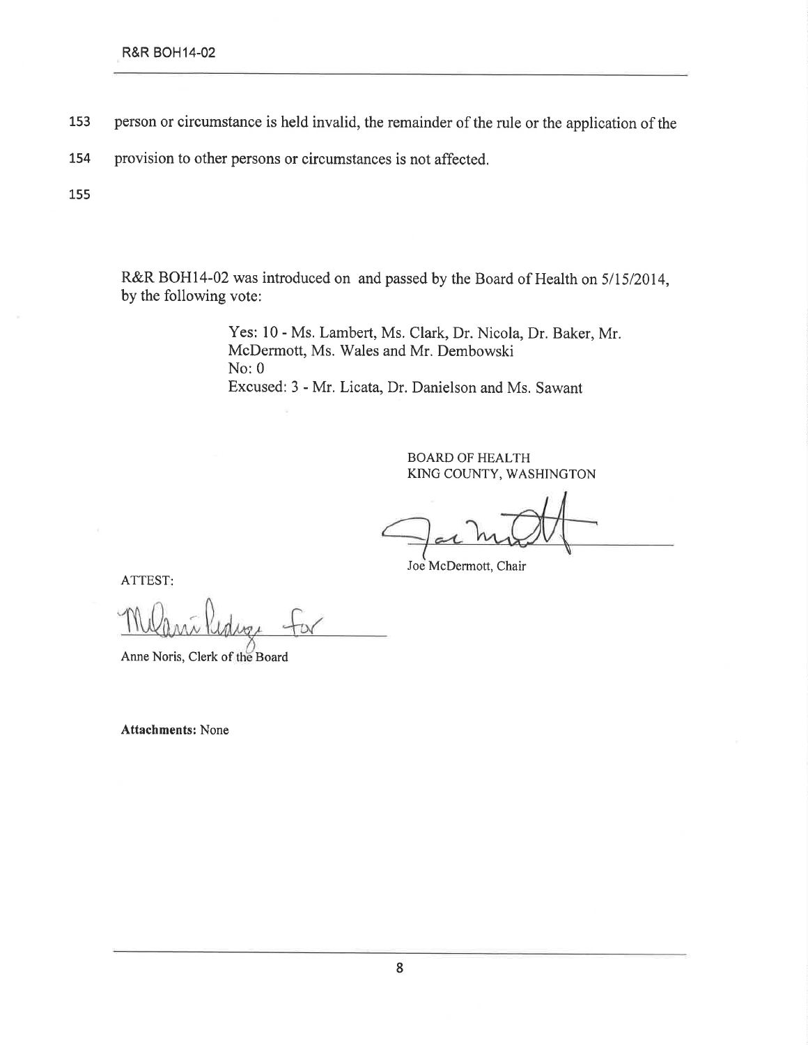153 person or circumstance is held invalid, the remainder of the rule or the application of the

154 provision to other persons or circumstances is not affected.

155

R&R BOH14-02 was introduced on and passed by the Board of Health on 5/15/2014, by the following vote:

Yes: 10 - Ms. Lambert, Ms. Clark, Dr. Nicola, Dr. Baker, Mr. McDermott, Ms. Wales and Mr. Dembowski
No: 0
Excused: 3 - Mr. Licata, Dr. Danielson and Ms. Sawant

BOARD OF HEALTH
KING COUNTY, WASHINGTON

Joe McDermott, Chair

ATTEST:

Melani Pedroza for

Anne Noris, Clerk of the Board

**Attachments:** None